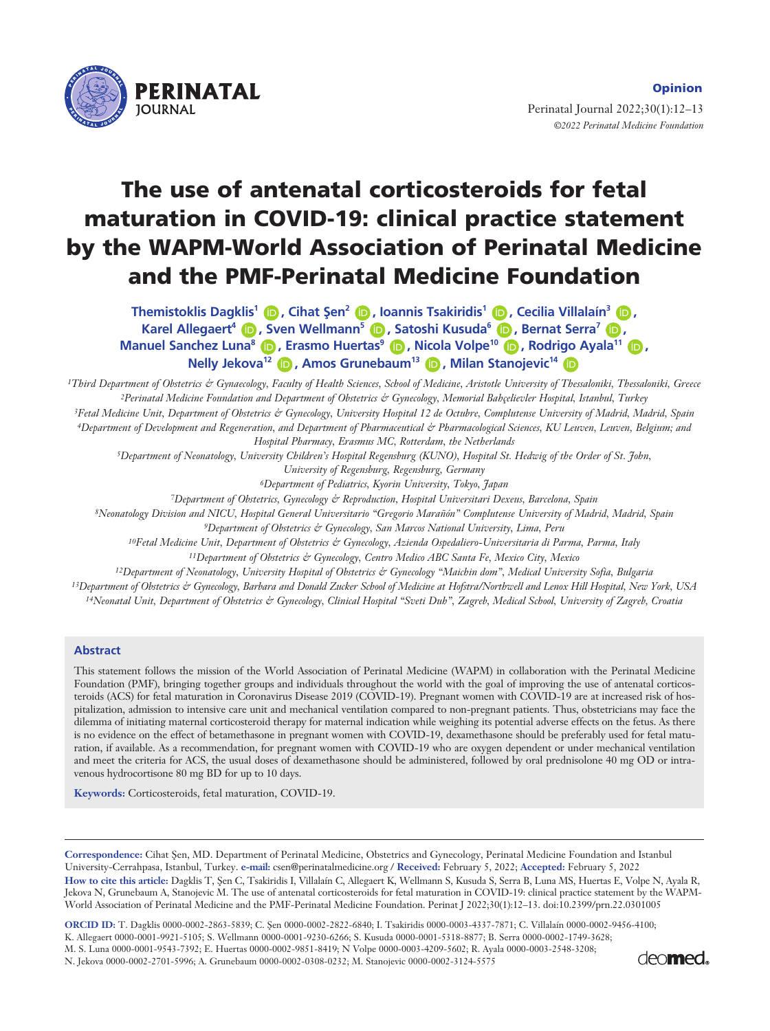Opinion

# The use of antenatal corticosteroids for fetal maturation in COVID-19: clinical practice statement by the WAPM-World Association of Perinatal Medicine and the PMF-Perinatal Medicine Foundation

**Themistoklis Dagklis[1], Cihat Şen[2], Ioannis Tsakiridis[1], Cecilia Villalaín[3], Karel Allegaert[4], Sven Wellmann[5], Satoshi Kusuda[6], Bernat Serra[7], Manuel Sanchez Luna[8], Erasmo Huertas[9], Nicola Volpe[10], Rodrigo Ayala[11], Nelly Jekova[12], Amos Grunebaum[13], Milan Stanojevic[14]**

[1]*Third Department of Obstetrics & Gynaecology, Faculty of Health Sciences, School of Medicine, Aristotle University of Thessaloniki, Thessaloniki, Greece*
[2]*Perinatal Medicine Foundation and Department of Obstetrics & Gynecology, Memorial Bahçelievler Hospital, Istanbul, Turkey*
[3]*Fetal Medicine Unit, Department of Obstetrics & Gynecology, University Hospital 12 de Octubre, Complutense University of Madrid, Madrid, Spain*
[4]*Department of Development and Regeneration, and Department of Pharmaceutical & Pharmacological Sciences, KU Leuven, Leuven, Belgium; and Hospital Pharmacy, Erasmus MC, Rotterdam, the Netherlands*
[5]*Department of Neonatology, University Children's Hospital Regensburg (KUNO), Hospital St. Hedwig of the Order of St. John, University of Regensburg, Regensburg, Germany*
[6]*Department of Pediatrics, Kyorin University, Tokyo, Japan*
[7]*Department of Obstetrics, Gynecology & Reproduction, Hospital Universitari Dexeus, Barcelona, Spain*
[8]*Neonatology Division and NICU, Hospital General Universitario "Gregorio Marañón" Complutense University of Madrid, Madrid, Spain*
[9]*Department of Obstetrics & Gynecology, San Marcos National University, Lima, Peru*
[10]*Fetal Medicine Unit, Department of Obstetrics & Gynecology, Azienda Ospedaliero-Universitaria di Parma, Parma, Italy*
[11]*Department of Obstetrics & Gynecology, Centro Medico ABC Santa Fe, Mexico City, Mexico*
[12]*Department of Neonatology, University Hospital of Obstetrics & Gynecology "Maichin dom", Medical University Sofia, Bulgaria*
[13]*Department of Obstetrics & Gynecology, Barbara and Donald Zucker School of Medicine at Hofstra/Northwell and Lenox Hill Hospital, New York, USA*
[14]*Neonatal Unit, Department of Obstetrics & Gynecology, Clinical Hospital "Sveti Duh", Zagreb, Medical School, University of Zagreb, Croatia*

## Abstract

This statement follows the mission of the World Association of Perinatal Medicine (WAPM) in collaboration with the Perinatal Medicine Foundation (PMF), bringing together groups and individuals throughout the world with the goal of improving the use of antenatal corticosteroids (ACS) for fetal maturation in Coronavirus Disease 2019 (COVID-19). Pregnant women with COVID-19 are at increased risk of hospitalization, admission to intensive care unit and mechanical ventilation compared to non-pregnant patients. Thus, obstetricians may face the dilemma of initiating maternal corticosteroid therapy for maternal indication while weighing its potential adverse effects on the fetus. As there is no evidence on the effect of betamethasone in pregnant women with COVID-19, dexamethasone should be preferably used for fetal maturation, if available. As a recommendation, for pregnant women with COVID-19 who are oxygen dependent or under mechanical ventilation and meet the criteria for ACS, the usual doses of dexamethasone should be administered, followed by oral prednisolone 40 mg OD or intravenous hydrocortisone 80 mg BD for up to 10 days.

**Keywords:** Corticosteroids, fetal maturation, COVID-19.

---

**Correspondence:** Cihat Şen, MD. Department of Perinatal Medicine, Obstetrics and Gynecology, Perinatal Medicine Foundation and Istanbul University-Cerrahpasa, Istanbul, Turkey. **e-mail:** csen@perinatalmedicine.org / **Received:** February 5, 2022; **Accepted:** February 5, 2022

**How to cite this article:** Dagklis T, Şen C, Tsakiridis I, Villalaín C, Allegaert K, Wellmann S, Kusuda S, Serra B, Luna MS, Huertas E, Volpe N, Ayala R, Jekova N, Grunebaum A, Stanojevic M. The use of antenatal corticosteroids for fetal maturation in COVID-19: clinical practice statement by the WAPM-World Association of Perinatal Medicine and the PMF-Perinatal Medicine Foundation. Perinat J 2022;30(1):12–13. doi:10.2399/prn.22.0301005

**ORCID ID:** T. Dagklis 0000-0002-2863-5839; C. Şen 0000-0002-2822-6840; I. Tsakiridis 0000-0003-4337-7871; C. Villalaín 0000-0002-9456-4100; K. Allegaert 0000-0001-9921-5105; S. Wellmann 0000-0001-9230-6266; S. Kusuda 0000-0001-5318-8877; B. Serra 0000-0002-1749-3628; M. S. Luna 0000-0001-9543-7392; E. Huertas 0000-0002-9851-8419; N Volpe 0000-0003-4209-5602; R. Ayala 0000-0003-2548-3208; N. Jekova 0000-0002-2701-5996; A. Grunebaum 0000-0002-0308-0232; M. Stanojevic 0000-0002-3124-5575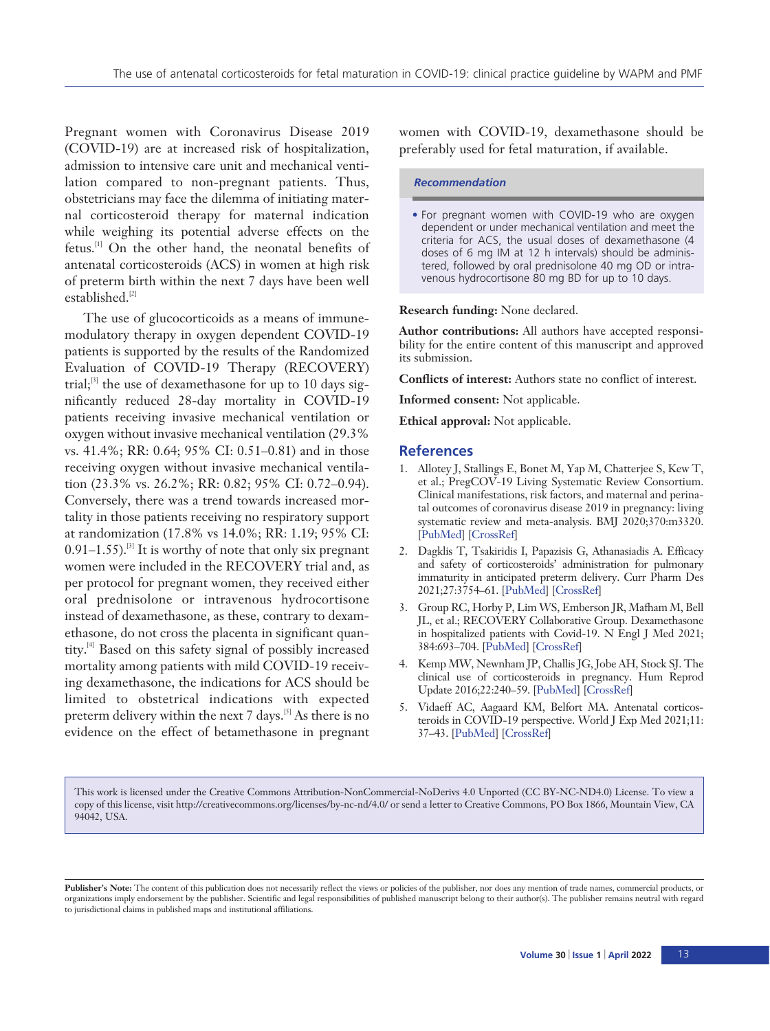Pregnant women with Coronavirus Disease 2019 (COVID-19) are at increased risk of hospitalization, admission to intensive care unit and mechanical ventilation compared to non-pregnant patients. Thus, obstetricians may face the dilemma of initiating maternal corticosteroid therapy for maternal indication while weighing its potential adverse effects on the fetus.[1] On the other hand, the neonatal benefits of antenatal corticosteroids (ACS) in women at high risk of preterm birth within the next 7 days have been well established.[2]

The use of glucocorticoids as a means of immune-modulatory therapy in oxygen dependent COVID-19 patients is supported by the results of the Randomized Evaluation of COVID-19 Therapy (RECOVERY) trial;[3] the use of dexamethasone for up to 10 days significantly reduced 28-day mortality in COVID-19 patients receiving invasive mechanical ventilation or oxygen without invasive mechanical ventilation (29.3% vs. 41.4%; RR: 0.64; 95% CI: 0.51–0.81) and in those receiving oxygen without invasive mechanical ventilation (23.3% vs. 26.2%; RR: 0.82; 95% CI: 0.72–0.94). Conversely, there was a trend towards increased mortality in those patients receiving no respiratory support at randomization (17.8% vs 14.0%; RR: 1.19; 95% CI: 0.91–1.55).[3] It is worthy of note that only six pregnant women were included in the RECOVERY trial and, as per protocol for pregnant women, they received either oral prednisolone or intravenous hydrocortisone instead of dexamethasone, as these, contrary to dexamethasone, do not cross the placenta in significant quantity.[4] Based on this safety signal of possibly increased mortality among patients with mild COVID-19 receiving dexamethasone, the indications for ACS should be limited to obstetrical indications with expected preterm delivery within the next 7 days.[5] As there is no evidence on the effect of betamethasone in pregnant women with COVID-19, dexamethasone should be preferably used for fetal maturation, if available.

### *Recommendation*

- For pregnant women with COVID-19 who are oxygen dependent or under mechanical ventilation and meet the criteria for ACS, the usual doses of dexamethasone (4 doses of 6 mg IM at 12 h intervals) should be administered, followed by oral prednisolone 40 mg OD or intravenous hydrocortisone 80 mg BD for up to 10 days.

**Research funding:** None declared.

**Author contributions:** All authors have accepted responsibility for the entire content of this manuscript and approved its submission.

**Conflicts of interest:** Authors state no conflict of interest.

**Informed consent:** Not applicable.

**Ethical approval:** Not applicable.

## References

1. Allotey J, Stallings E, Bonet M, Yap M, Chatterjee S, Kew T, et al.; PregCOV-19 Living Systematic Review Consortium. Clinical manifestations, risk factors, and maternal and perinatal outcomes of coronavirus disease 2019 in pregnancy: living systematic review and meta-analysis. BMJ 2020;370:m3320. [PubMed] [CrossRef]
2. Dagklis T, Tsakiridis I, Papazisis G, Athanasiadis A. Efficacy and safety of corticosteroids' administration for pulmonary immaturity in anticipated preterm delivery. Curr Pharm Des 2021;27:3754–61. [PubMed] [CrossRef]
3. Group RC, Horby P, Lim WS, Emberson JR, Mafham M, Bell JL, et al.; RECOVERY Collaborative Group. Dexamethasone in hospitalized patients with Covid-19. N Engl J Med 2021; 384:693–704. [PubMed] [CrossRef]
4. Kemp MW, Newnham JP, Challis JG, Jobe AH, Stock SJ. The clinical use of corticosteroids in pregnancy. Hum Reprod Update 2016;22:240–59. [PubMed] [CrossRef]
5. Vidaeff AC, Aagaard KM, Belfort MA. Antenatal corticosteroids in COVID-19 perspective. World J Exp Med 2021;11: 37–43. [PubMed] [CrossRef]

This work is licensed under the Creative Commons Attribution-NonCommercial-NoDerivs 4.0 Unported (CC BY-NC-ND4.0) License. To view a copy of this license, visit http://creativecommons.org/licenses/by-nc-nd/4.0/ or send a letter to Creative Commons, PO Box 1866, Mountain View, CA 94042, USA.

**Publisher's Note:** The content of this publication does not necessarily reflect the views or policies of the publisher, nor does any mention of trade names, commercial products, or organizations imply endorsement by the publisher. Scientific and legal responsibilities of published manuscript belong to their author(s). The publisher remains neutral with regard to jurisdictional claims in published maps and institutional affiliations.